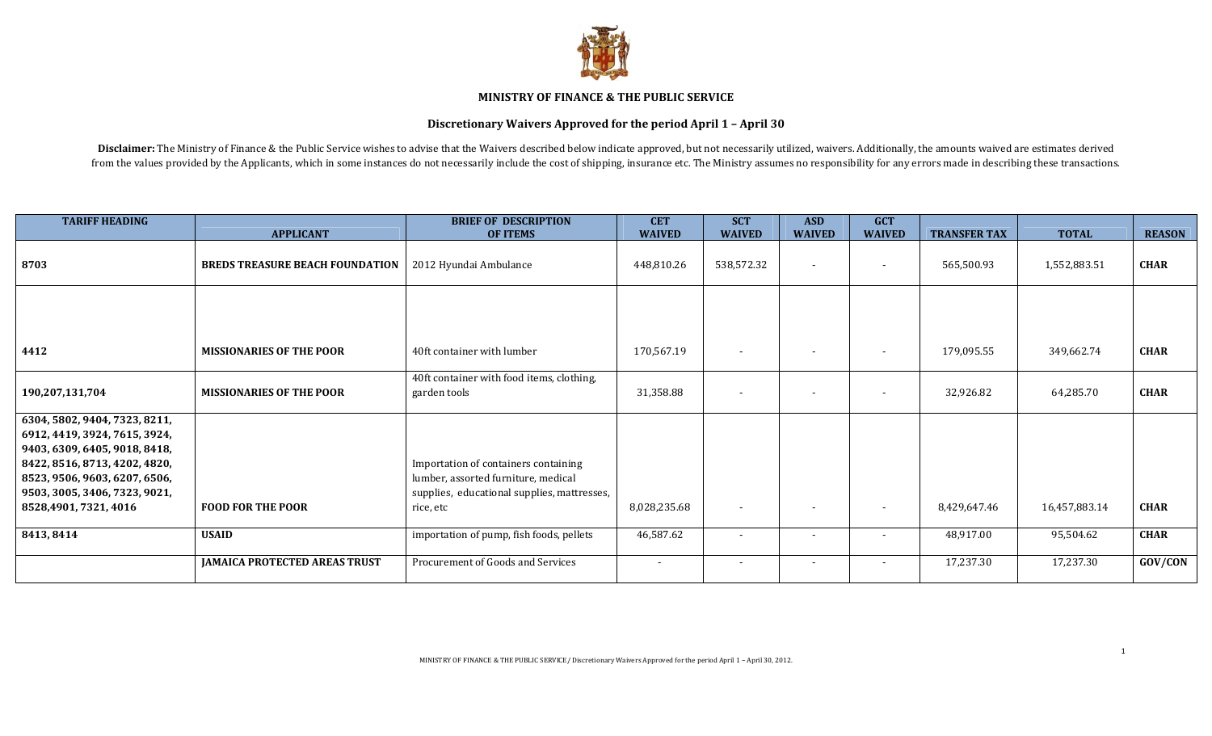**MINISTRY OF FINANCE & THE PUBLIC SERVICE**

**Discretionary Waivers Approved for the period April 1 – April 30**

**Disclaimer:** The Ministry of Finance & the Public Service wishes to advise that the Waivers described below indicate approved, but not necessarily utilized, waivers. Additionally, the amounts waived are estimates derived from the values provided by the Applicants, which in some instances do not necessarily include the cost of shipping, insurance etc. The Ministry assumes no responsibility for any errors made in describing these transactions.

| TARIFF HEADING | APPLICANT | BRIEF OF DESCRIPTION OF ITEMS | CET WAIVED | SCT WAIVED | ASD WAIVED | GCT WAIVED | TRANSFER TAX | TOTAL | REASON |
|---|---|---|---|---|---|---|---|---|---|
| 8703 | **BREDS TREASURE BEACH FOUNDATION** | 2012 Hyundai Ambulance | 448,810.26 | 538,572.32 | - | - | 565,500.93 | 1,552,883.51 | **CHAR** |
| 4412 | **MISSIONARIES OF THE POOR** | 40ft container with lumber | 170,567.19 | - | - | - | 179,095.55 | 349,662.74 | **CHAR** |
| 190,207,131,704 | **MISSIONARIES OF THE POOR** | 40ft container with food items, clothing, garden tools | 31,358.88 | - | - | - | 32,926.82 | 64,285.70 | **CHAR** |
| 6304, 5802, 9404, 7323, 8211, 6912, 4419, 3924, 7615, 3924, 9403, 6309, 6405, 9018, 8418, 8422, 8516, 8713, 4202, 4820, 8523, 9506, 9603, 6207, 6506, 9503, 3005, 3406, 7323, 9021, 8528,4901, 7321, 4016 | **FOOD FOR THE POOR** | Importation of containers containing lumber, assorted furniture, medical supplies, educational supplies, mattresses, rice, etc | 8,028,235.68 | - | - | - | 8,429,647.46 | 16,457,883.14 | **CHAR** |
| 8413, 8414 | **USAID** | importation of pump, fish foods, pellets | 46,587.62 | - | - | - | 48,917.00 | 95,504.62 | **CHAR** |
| | **JAMAICA PROTECTED AREAS TRUST** | Procurement of Goods and Services | - | - | - | - | 17,237.30 | 17,237.30 | **GOV/CON** |

MINISTRY OF FINANCE & THE PUBLIC SERVICE / Discretionary Waivers Approved for the period April 1 – April 30, 2012.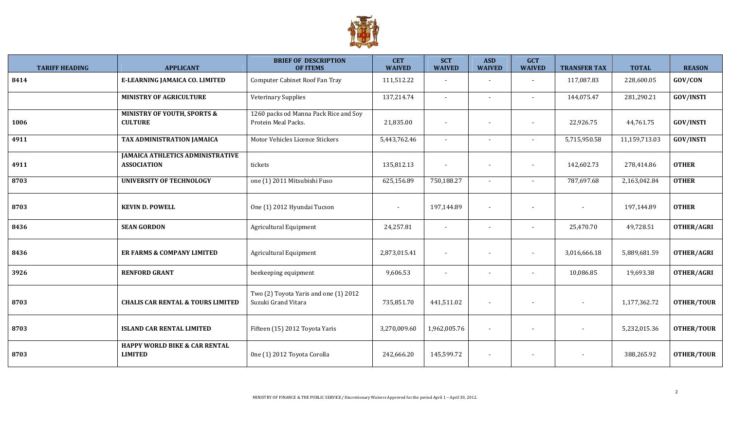| TARIFF HEADING | APPLICANT | BRIEF OF DESCRIPTION OF ITEMS | CET WAIVED | SCT WAIVED | ASD WAIVED | GCT WAIVED | TRANSFER TAX | TOTAL | REASON |
|---|---|---|---|---|---|---|---|---|---|
| 8414 | **E-LEARNING JAMAICA CO. LIMITED** | Computer Cabinet Roof Fan Tray | 111,512.22 | - | - | - | 117,087.83 | 228,600.05 | **GOV/CON** |
| | **MINISTRY OF AGRICULTURE** | Veterinary Supplies | 137,214.74 | - | - | - | 144,075.47 | 281,290.21 | **GOV/INSTI** |
| 1006 | **MINISTRY OF YOUTH, SPORTS & CULTURE** | 1260 packs od Manna Pack Rice and Soy Protein Meal Packs. | 21,835.00 | - | - | - | 22,926.75 | 44,761.75 | **GOV/INSTI** |
| 4911 | **TAX ADMINISTRATION JAMAICA** | Motor Vehicles Licence Stickers | 5,443,762.46 | - | - | - | 5,715,950.58 | 11,159,713.03 | **GOV/INSTI** |
| 4911 | **JAMAICA ATHLETICS ADMINISTRATIVE ASSOCIATION** | tickets | 135,812.13 | - | - | - | 142,602.73 | 278,414.86 | **OTHER** |
| 8703 | **UNIVERSITY OF TECHNOLOGY** | one (1) 2011 Mitsubishi Fuso | 625,156.89 | 750,188.27 | - | - | 787,697.68 | 2,163,042.84 | **OTHER** |
| 8703 | **KEVIN D. POWELL** | One (1) 2012 Hyundai Tucson | - | 197,144.89 | - | - | - | 197,144.89 | **OTHER** |
| 8436 | **SEAN GORDON** | Agricultural Equipment | 24,257.81 | - | - | - | 25,470.70 | 49,728.51 | **OTHER/AGRI** |
| 8436 | **ER FARMS & COMPANY LIMITED** | Agricultural Equipment | 2,873,015.41 | - | - | - | 3,016,666.18 | 5,889,681.59 | **OTHER/AGRI** |
| 3926 | **RENFORD GRANT** | beekeeping equipment | 9,606.53 | - | - | - | 10,086.85 | 19,693.38 | **OTHER/AGRI** |
| 8703 | **CHALIS CAR RENTAL & TOURS LIMITED** | Two (2) Toyota Yaris and one (1) 2012 Suzuki Grand Vitara | 735,851.70 | 441,511.02 | - | - | - | 1,177,362.72 | **OTHER/TOUR** |
| 8703 | **ISLAND CAR RENTAL LIMITED** | Fifteen (15) 2012 Toyota Yaris | 3,270,009.60 | 1,962,005.76 | - | - | - | 5,232,015.36 | **OTHER/TOUR** |
| 8703 | **HAPPY WORLD BIKE & CAR RENTAL LIMITED** | One (1) 2012 Toyota Corolla | 242,666.20 | 145,599.72 | - | - | - | 388,265.92 | **OTHER/TOUR** |

MINISTRY OF FINANCE & THE PUBLIC SERVICE / Discretionary Waivers Approved for the period April 1 – April 30, 2012.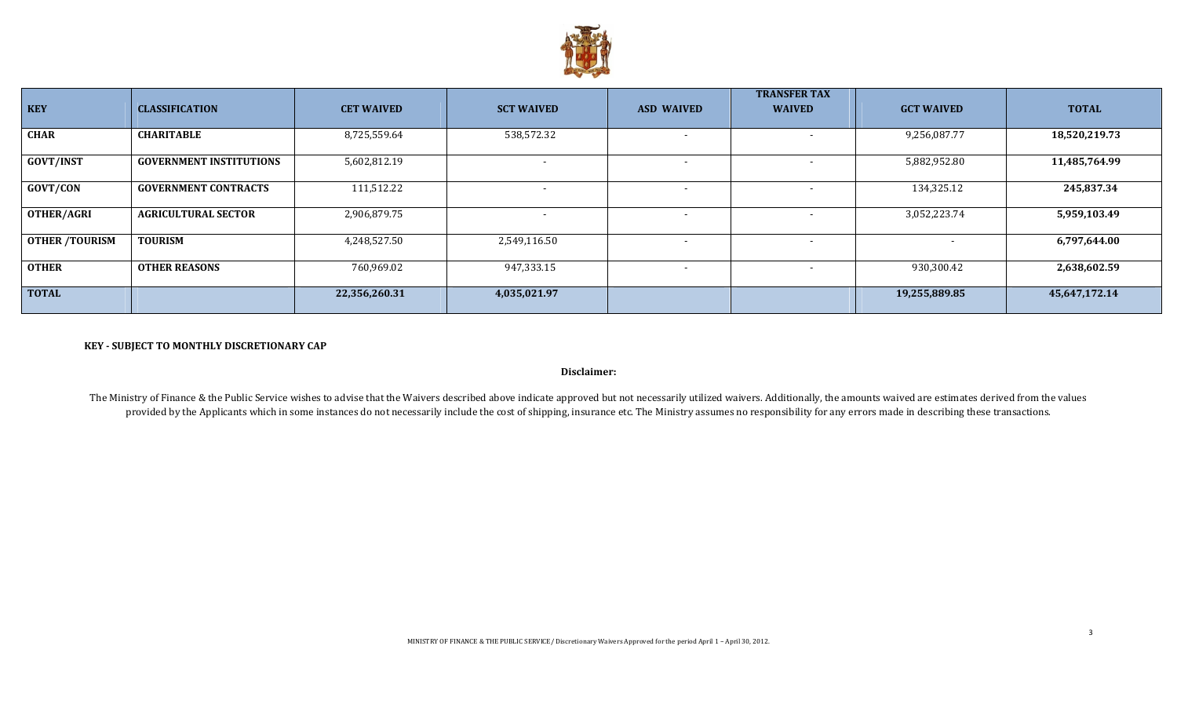| KEY | CLASSIFICATION | CET WAIVED | SCT WAIVED | ASD WAIVED | TRANSFER TAX WAIVED | GCT WAIVED | TOTAL |
|---|---|---|---|---|---|---|---|
| **CHAR** | **CHARITABLE** | 8,725,559.64 | 538,572.32 | - | - | 9,256,087.77 | **18,520,219.73** |
| **GOVT/INST** | **GOVERNMENT INSTITUTIONS** | 5,602,812.19 | - | - | - | 5,882,952.80 | **11,485,764.99** |
| **GOVT/CON** | **GOVERNMENT CONTRACTS** | 111,512.22 | - | - | - | 134,325.12 | **245,837.34** |
| **OTHER/AGRI** | **AGRICULTURAL SECTOR** | 2,906,879.75 | - | - | - | 3,052,223.74 | **5,959,103.49** |
| **OTHER /TOURISM** | **TOURISM** | 4,248,527.50 | 2,549,116.50 | - | - | - | **6,797,644.00** |
| **OTHER** | **OTHER REASONS** | 760,969.02 | 947,333.15 | - | - | 930,300.42 | **2,638,602.59** |
| **TOTAL** | | **22,356,260.31** | **4,035,021.97** | | | **19,255,889.85** | **45,647,172.14** |

**KEY - SUBJECT TO MONTHLY DISCRETIONARY CAP**

**Disclaimer:**

The Ministry of Finance & the Public Service wishes to advise that the Waivers described above indicate approved but not necessarily utilized waivers. Additionally, the amounts waived are estimates derived from the values provided by the Applicants which in some instances do not necessarily include the cost of shipping, insurance etc. The Ministry assumes no responsibility for any errors made in describing these transactions.